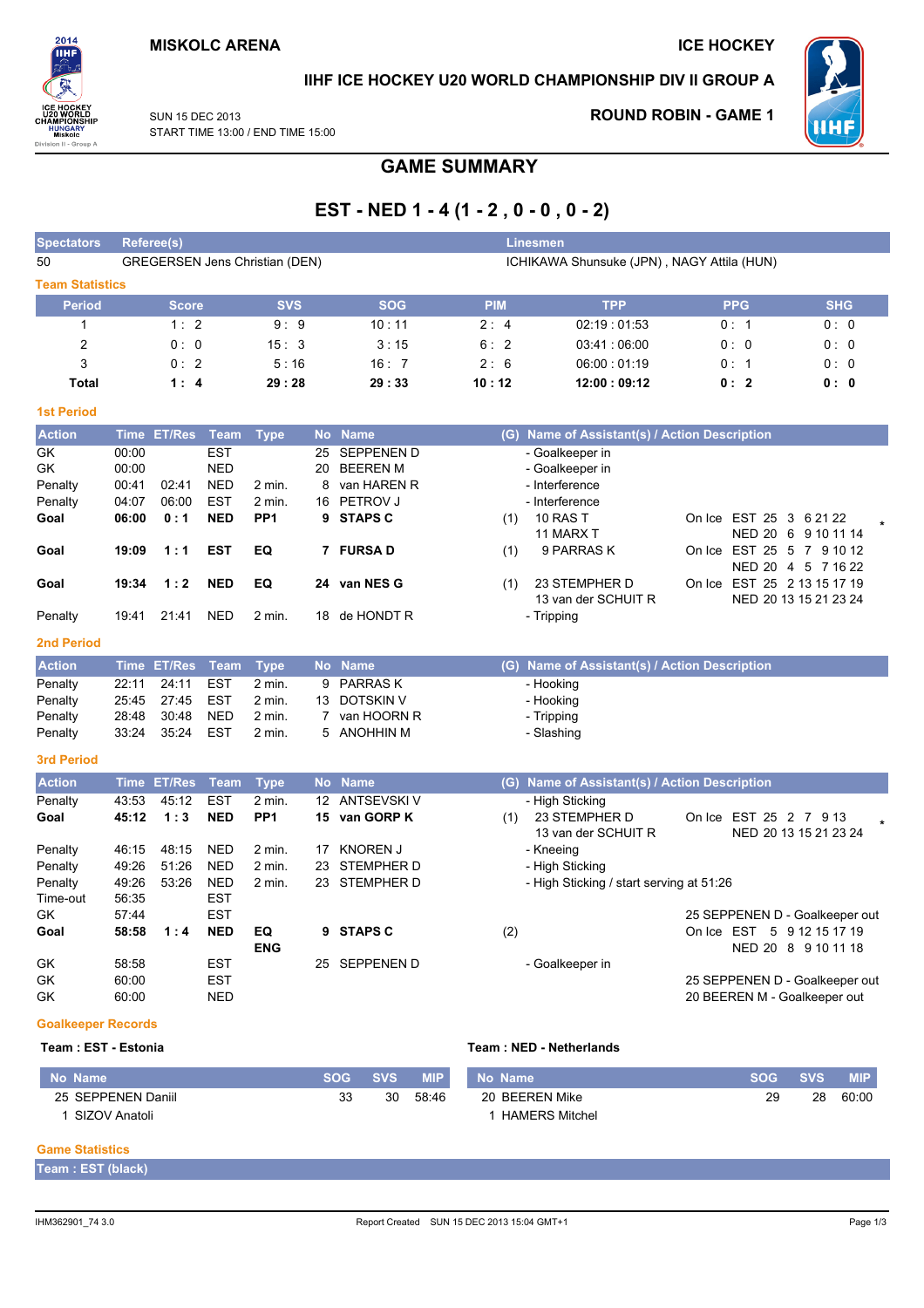MISKOLC ARENA

ICE HOCKEY

# IIHF ICE HOCKEY U20 WORLD CHAMPIONSHIP DIV II GROUP A

SUN 15 DEC 2013
START TIME 13:00 / END TIME 15:00

ROUND ROBIN - GAME 1

## GAME SUMMARY

## EST - NED 1 - 4 (1 - 2 , 0 - 0 , 0 - 2)

| Spectators | Referee(s) | Linesmen |
|---|---|---|
| 50 | GREGERSEN Jens Christian (DEN) | ICHIKAWA Shunsuke (JPN) , NAGY Attila (HUN) |

### Team Statistics

| Period | Score | SVS | SOG | PIM | TPP | PPG | SHG |
|---|---|---|---|---|---|---|---|
| 1 | 1 : 2 | 9 : 9 | 10 : 11 | 2 : 4 | 02:19 : 01:53 | 0 : 1 | 0 : 0 |
| 2 | 0 : 0 | 15 : 3 | 3 : 15 | 6 : 2 | 03:41 : 06:00 | 0 : 0 | 0 : 0 |
| 3 | 0 : 2 | 5 : 16 | 16 : 7 | 2 : 6 | 06:00 : 01:19 | 0 : 1 | 0 : 0 |
| **Total** | **1 : 4** | **29 : 28** | **29 : 33** | **10 : 12** | **12:00 : 09:12** | **0 : 2** | **0 : 0** |

### 1st Period

| Action | Time | ET/Res | Team | Type | No | Name | (G) | Name of Assistant(s) / Action Description | |
|---|---|---|---|---|---|---|---|---|---|
| GK | 00:00 | | EST | | 25 | SEPPENEN D | | - Goalkeeper in | |
| GK | 00:00 | | NED | | 20 | BEEREN M | | - Goalkeeper in | |
| Penalty | 00:41 | 02:41 | NED | 2 min. | 8 | van HAREN R | | - Interference | |
| Penalty | 04:07 | 06:00 | EST | 2 min. | 16 | PETROV J | | - Interference | |
| **Goal** | **06:00** | **0 : 1** | **NED** | **PP1** | **9** | **STAPS C** | (1) | 10 RAS T<br>11 MARX T | On Ice EST 25 3 6 21 22<br>NED 20 6 9 10 11 14 * |
| **Goal** | **19:09** | **1 : 1** | **EST** | **EQ** | **7** | **FURSA D** | (1) | 9 PARRAS K | On Ice EST 25 5 7 9 10 12<br>NED 20 4 5 7 16 22 |
| **Goal** | **19:34** | **1 : 2** | **NED** | **EQ** | **24** | **van NES G** | (1) | 23 STEMPHER D<br>13 van der SCHUIT R | On Ice EST 25 2 13 15 17 19<br>NED 20 13 15 21 23 24 |
| Penalty | 19:41 | 21:41 | NED | 2 min. | 18 | de HONDT R | | - Tripping | |

### 2nd Period

| Action | Time | ET/Res | Team | Type | No | Name | (G) | Name of Assistant(s) / Action Description |
|---|---|---|---|---|---|---|---|---|
| Penalty | 22:11 | 24:11 | EST | 2 min. | 9 | PARRAS K | | - Hooking |
| Penalty | 25:45 | 27:45 | EST | 2 min. | 13 | DOTSKIN V | | - Hooking |
| Penalty | 28:48 | 30:48 | NED | 2 min. | 7 | van HOORN R | | - Tripping |
| Penalty | 33:24 | 35:24 | EST | 2 min. | 5 | ANOHHIN M | | - Slashing |

### 3rd Period

| Action | Time | ET/Res | Team | Type | No | Name | (G) | Name of Assistant(s) / Action Description | |
|---|---|---|---|---|---|---|---|---|---|
| Penalty | 43:53 | 45:12 | EST | 2 min. | 12 | ANTSEVSKI V | | - High Sticking | |
| **Goal** | **45:12** | **1 : 3** | **NED** | **PP1** | **15** | **van GORP K** | (1) | 23 STEMPHER D<br>13 van der SCHUIT R | On Ice EST 25 2 7 9 13<br>NED 20 13 15 21 23 24 * |
| Penalty | 46:15 | 48:15 | NED | 2 min. | 17 | KNOREN J | | - Kneeing | |
| Penalty | 49:26 | 51:26 | NED | 2 min. | 23 | STEMPHER D | | - High Sticking | |
| Penalty | 49:26 | 53:26 | NED | 2 min. | 23 | STEMPHER D | | - High Sticking / start serving at 51:26 | |
| Time-out | 56:35 | | EST | | | | | | |
| GK | 57:44 | | EST | | | | | | 25 SEPPENEN D - Goalkeeper out |
| **Goal** | **58:58** | **1 : 4** | **NED** | **EQ ENG** | **9** | **STAPS C** | (2) | | On Ice EST 5 9 12 15 17 19<br>NED 20 8 9 10 11 18 |
| GK | 58:58 | | EST | | 25 | SEPPENEN D | | - Goalkeeper in | |
| GK | 60:00 | | EST | | | | | | 25 SEPPENEN D - Goalkeeper out |
| GK | 60:00 | | NED | | | | | | 20 BEEREN M - Goalkeeper out |

### Goalkeeper Records

**Team : EST - Estonia**

| No Name | SOG | SVS | MIP |
|---|---|---|---|
| 25 SEPPENEN Daniil | 33 | 30 | 58:46 |
| 1 SIZOV Anatoli | | | |

**Team : NED - Netherlands**

| No Name | SOG | SVS | MIP |
|---|---|---|---|
| 20 BEEREN Mike | 29 | 28 | 60:00 |
| 1 HAMERS Mitchel | | | |

### Game Statistics

**Team : EST (black)**

IHM362901_74 3.0 Report Created SUN 15 DEC 2013 15:04 GMT+1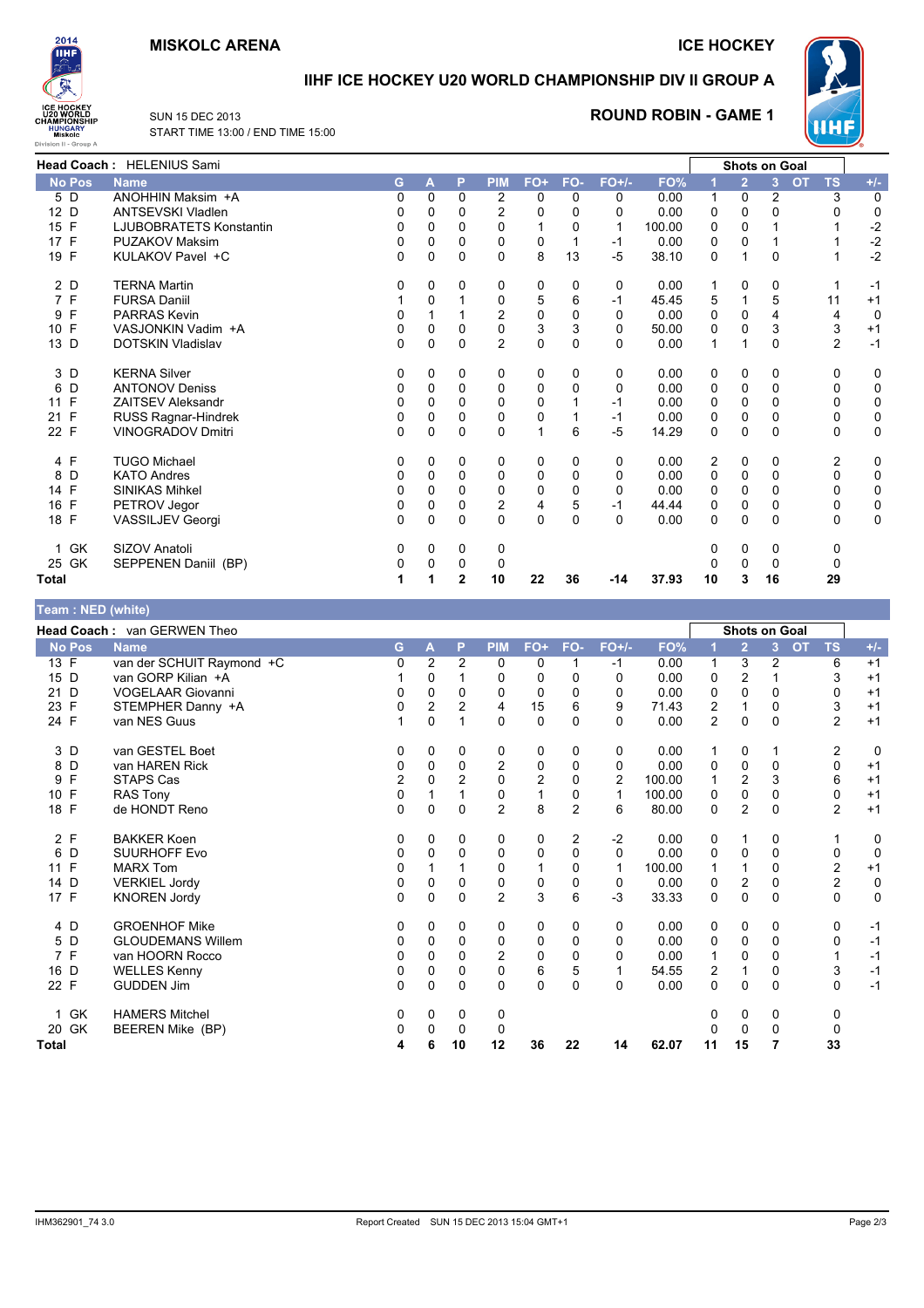**MISKOLC ARENA** **ICE HOCKEY**

## IIHF ICE HOCKEY U20 WORLD CHAMPIONSHIP DIV II GROUP A

SUN 15 DEC 2013
START TIME 13:00 / END TIME 15:00

**ROUND ROBIN - GAME 1**

**Head Coach :** HELENIUS Sami

| No | Pos | Name | G | A | P | PIM | FO+ | FO- | FO+/- | FO% | SOG 1 | SOG 2 | SOG 3 | SOG OT | SOG TS | +/- |
|---|---|---|---|---|---|---|---|---|---|---|---|---|---|---|---|---|
| 5 | D | ANOHHIN Maksim +A | 0 | 0 | 0 | 2 | 0 | 0 | 0 | 0.00 | 1 | 0 | 2 | | 3 | 0 |
| 12 | D | ANTSEVSKI Vladlen | 0 | 0 | 0 | 2 | 0 | 0 | 0 | 0.00 | 0 | 0 | 0 | | 0 | 0 |
| 15 | F | LJUBOBRATETS Konstantin | 0 | 0 | 0 | 0 | 1 | 0 | 1 | 100.00 | 0 | 0 | 1 | | 1 | -2 |
| 17 | F | PUZAKOV Maksim | 0 | 0 | 0 | 0 | 0 | 1 | -1 | 0.00 | 0 | 0 | 1 | | 1 | -2 |
| 19 | F | KULAKOV Pavel +C | 0 | 0 | 0 | 0 | 8 | 13 | -5 | 38.10 | 0 | 1 | 0 | | 1 | -2 |
| 2 | D | TERNA Martin | 0 | 0 | 0 | 0 | 0 | 0 | 0 | 0.00 | 1 | 0 | 0 | | 1 | -1 |
| 7 | F | FURSA Daniil | 1 | 0 | 1 | 0 | 5 | 6 | -1 | 45.45 | 5 | 1 | 5 | | 11 | +1 |
| 9 | F | PARRAS Kevin | 0 | 1 | 1 | 2 | 0 | 0 | 0 | 0.00 | 0 | 0 | 4 | | 4 | 0 |
| 10 | F | VASJONKIN Vadim +A | 0 | 0 | 0 | 0 | 3 | 3 | 0 | 50.00 | 0 | 0 | 3 | | 3 | +1 |
| 13 | D | DOTSKIN Vladislav | 0 | 0 | 0 | 2 | 0 | 0 | 0 | 0.00 | 1 | 1 | 0 | | 2 | -1 |
| 3 | D | KERNA Silver | 0 | 0 | 0 | 0 | 0 | 0 | 0 | 0.00 | 0 | 0 | 0 | | 0 | 0 |
| 6 | D | ANTONOV Deniss | 0 | 0 | 0 | 0 | 0 | 0 | 0 | 0.00 | 0 | 0 | 0 | | 0 | 0 |
| 11 | F | ZAITSEV Aleksandr | 0 | 0 | 0 | 0 | 0 | 1 | -1 | 0.00 | 0 | 0 | 0 | | 0 | 0 |
| 21 | F | RUSS Ragnar-Hindrek | 0 | 0 | 0 | 0 | 0 | 1 | -1 | 0.00 | 0 | 0 | 0 | | 0 | 0 |
| 22 | F | VINOGRADOV Dmitri | 0 | 0 | 0 | 0 | 1 | 6 | -5 | 14.29 | 0 | 0 | 0 | | 0 | 0 |
| 4 | F | TUGO Michael | 0 | 0 | 0 | 0 | 0 | 0 | 0 | 0.00 | 2 | 0 | 0 | | 2 | 0 |
| 8 | D | KATO Andres | 0 | 0 | 0 | 0 | 0 | 0 | 0 | 0.00 | 0 | 0 | 0 | | 0 | 0 |
| 14 | F | SINIKAS Mihkel | 0 | 0 | 0 | 0 | 0 | 0 | 0 | 0.00 | 0 | 0 | 0 | | 0 | 0 |
| 16 | F | PETROV Jegor | 0 | 0 | 0 | 2 | 4 | 5 | -1 | 44.44 | 0 | 0 | 0 | | 0 | 0 |
| 18 | F | VASSILJEV Georgi | 0 | 0 | 0 | 0 | 0 | 0 | 0 | 0.00 | 0 | 0 | 0 | | 0 | 0 |
| 1 | GK | SIZOV Anatoli | 0 | 0 | 0 | 0 | | | | | 0 | 0 | 0 | | 0 | |
| 25 | GK | SEPPENEN Daniil (BP) | 0 | 0 | 0 | 0 | | | | | 0 | 0 | 0 | | 0 | |
| **Total** | | | **1** | **1** | **2** | **10** | **22** | **36** | **-14** | **37.93** | **10** | **3** | **16** | | **29** | |

**Team : NED (white)**

**Head Coach :** van GERWEN Theo

| No | Pos | Name | G | A | P | PIM | FO+ | FO- | FO+/- | FO% | SOG 1 | SOG 2 | SOG 3 | SOG OT | SOG TS | +/- |
|---|---|---|---|---|---|---|---|---|---|---|---|---|---|---|---|---|
| 13 | F | van der SCHUIT Raymond +C | 0 | 2 | 2 | 0 | 0 | 1 | -1 | 0.00 | 1 | 3 | 2 | | 6 | +1 |
| 15 | D | van GORP Kilian +A | 1 | 0 | 1 | 0 | 0 | 0 | 0 | 0.00 | 0 | 2 | 1 | | 3 | +1 |
| 21 | D | VOGELAAR Giovanni | 0 | 0 | 0 | 0 | 0 | 0 | 0 | 0.00 | 0 | 0 | 0 | | 0 | +1 |
| 23 | F | STEMPHER Danny +A | 0 | 2 | 2 | 4 | 15 | 6 | 9 | 71.43 | 2 | 1 | 0 | | 3 | +1 |
| 24 | F | van NES Guus | 1 | 0 | 1 | 0 | 0 | 0 | 0 | 0.00 | 2 | 0 | 0 | | 2 | +1 |
| 3 | D | van GESTEL Boet | 0 | 0 | 0 | 0 | 0 | 0 | 0 | 0.00 | 1 | 0 | 1 | | 2 | 0 |
| 8 | D | van HAREN Rick | 0 | 0 | 0 | 2 | 0 | 0 | 0 | 0.00 | 0 | 0 | 0 | | 0 | +1 |
| 9 | F | STAPS Cas | 2 | 0 | 2 | 0 | 2 | 0 | 2 | 100.00 | 1 | 2 | 3 | | 6 | +1 |
| 10 | F | RAS Tony | 0 | 1 | 1 | 0 | 1 | 0 | 1 | 100.00 | 0 | 0 | 0 | | 0 | +1 |
| 18 | F | de HONDT Reno | 0 | 0 | 0 | 2 | 8 | 2 | 6 | 80.00 | 0 | 2 | 0 | | 2 | +1 |
| 2 | F | BAKKER Koen | 0 | 0 | 0 | 0 | 0 | 2 | -2 | 0.00 | 0 | 1 | 0 | | 1 | 0 |
| 6 | D | SUURHOFF Evo | 0 | 0 | 0 | 0 | 0 | 0 | 0 | 0.00 | 0 | 0 | 0 | | 0 | 0 |
| 11 | F | MARX Tom | 0 | 1 | 1 | 0 | 1 | 0 | 1 | 100.00 | 1 | 1 | 0 | | 2 | +1 |
| 14 | D | VERKIEL Jordy | 0 | 0 | 0 | 0 | 0 | 0 | 0 | 0.00 | 0 | 2 | 0 | | 2 | 0 |
| 17 | F | KNOREN Jordy | 0 | 0 | 0 | 2 | 3 | 6 | -3 | 33.33 | 0 | 0 | 0 | | 0 | 0 |
| 4 | D | GROENHOF Mike | 0 | 0 | 0 | 0 | 0 | 0 | 0 | 0.00 | 0 | 0 | 0 | | 0 | -1 |
| 5 | D | GLOUDEMANS Willem | 0 | 0 | 0 | 0 | 0 | 0 | 0 | 0.00 | 0 | 0 | 0 | | 0 | -1 |
| 7 | F | van HOORN Rocco | 0 | 0 | 0 | 2 | 0 | 0 | 0 | 0.00 | 1 | 0 | 0 | | 1 | -1 |
| 16 | D | WELLES Kenny | 0 | 0 | 0 | 0 | 6 | 5 | 1 | 54.55 | 2 | 1 | 0 | | 3 | -1 |
| 22 | F | GUDDEN Jim | 0 | 0 | 0 | 0 | 0 | 0 | 0 | 0.00 | 0 | 0 | 0 | | 0 | -1 |
| 1 | GK | HAMERS Mitchel | 0 | 0 | 0 | 0 | | | | | 0 | 0 | 0 | | 0 | |
| 20 | GK | BEEREN Mike (BP) | 0 | 0 | 0 | 0 | | | | | 0 | 0 | 0 | | 0 | |
| **Total** | | | **4** | **6** | **10** | **12** | **36** | **22** | **14** | **62.07** | **11** | **15** | **7** | | **33** | |

IHM362901_74 3.0 Report Created SUN 15 DEC 2013 15:04 GMT+1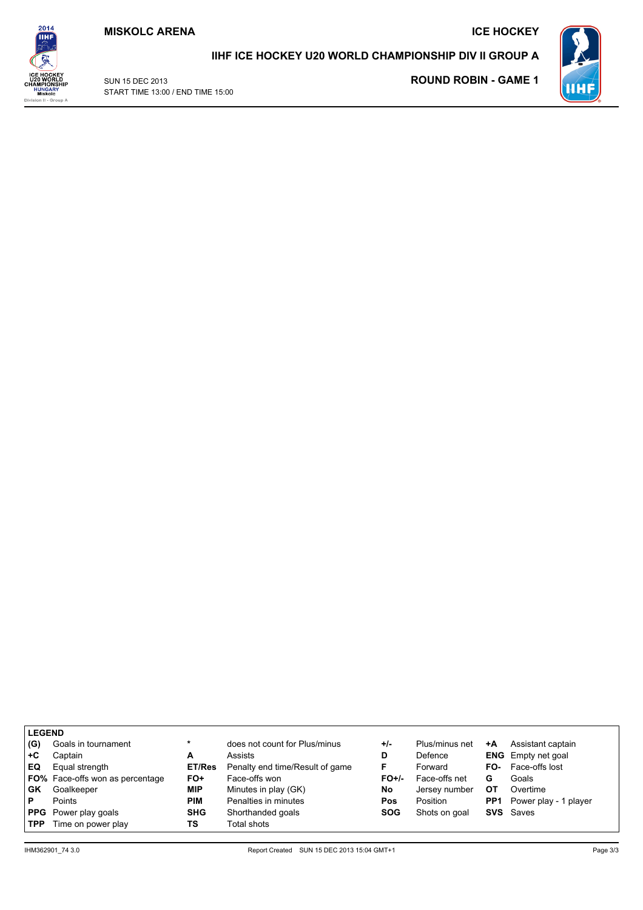**MISKOLC ARENA** | **ICE HOCKEY**

**IIHF ICE HOCKEY U20 WORLD CHAMPIONSHIP DIV II GROUP A**

SUN 15 DEC 2013
START TIME 13:00 / END TIME 15:00

**ROUND ROBIN - GAME 1**

**LEGEND**

| | | | | | | | |
|---|---|---|---|---|---|---|---|
| **(G)** | Goals in tournament | ***** | does not count for Plus/minus | **+/-** | Plus/minus net | **+A** | Assistant captain |
| **+C** | Captain | **A** | Assists | **D** | Defence | **ENG** | Empty net goal |
| **EQ** | Equal strength | **ET/Res** | Penalty end time/Result of game | **F** | Forward | **FO-** | Face-offs lost |
| **FO%** | Face-offs won as percentage | **FO+** | Face-offs won | **FO+/-** | Face-offs net | **G** | Goals |
| **GK** | Goalkeeper | **MIP** | Minutes in play (GK) | **No** | Jersey number | **OT** | Overtime |
| **P** | Points | **PIM** | Penalties in minutes | **Pos** | Position | **PP1** | Power play - 1 player |
| **PPG** | Power play goals | **SHG** | Shorthanded goals | **SOG** | Shots on goal | **SVS** | Saves |
| **TPP** | Time on power play | **TS** | Total shots | | | | |

IHM362901_74 3.0 Report Created SUN 15 DEC 2013 15:04 GMT+1